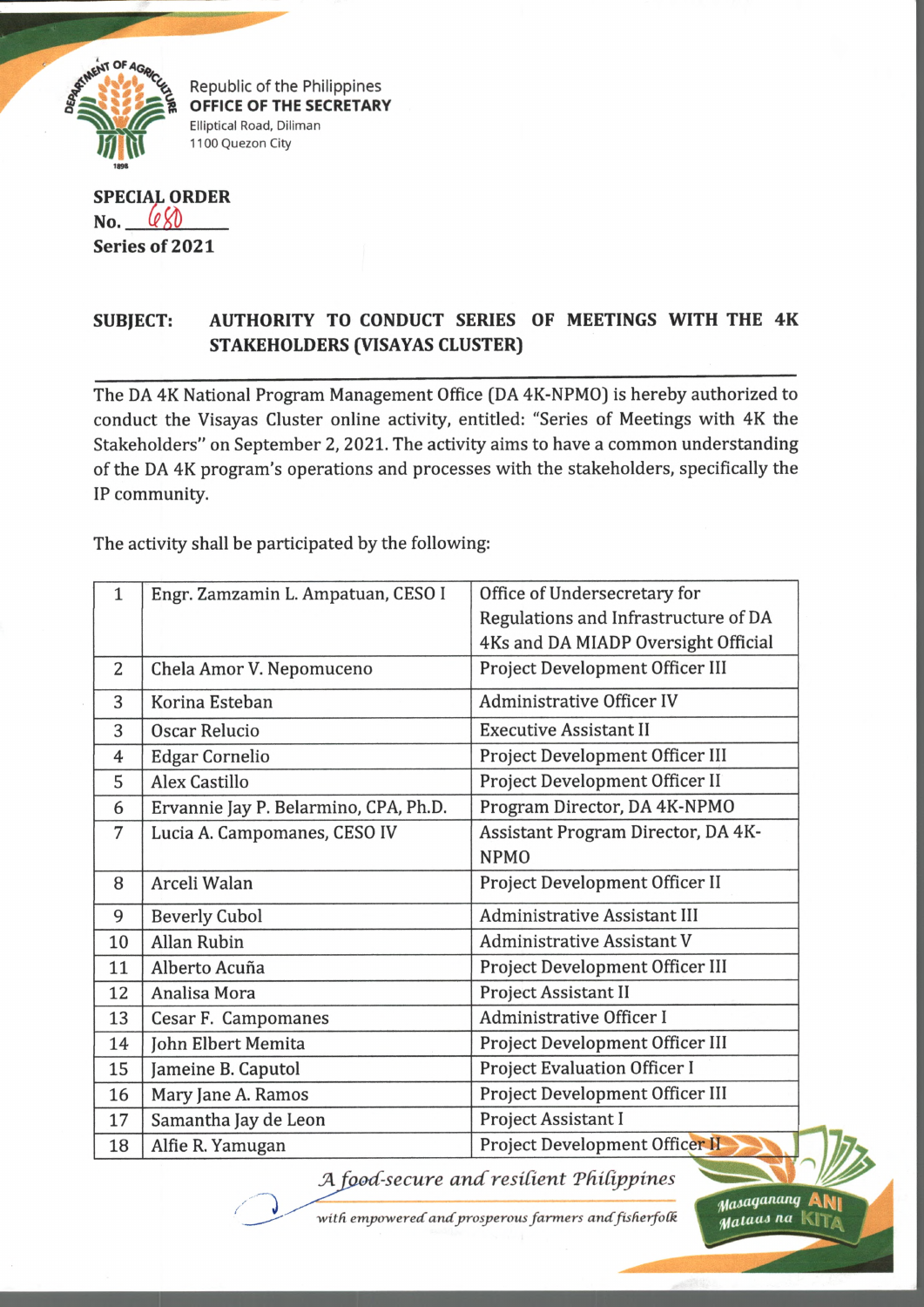Republic of the Philippines
**OFFICE OF THE SECRETARY**
Elliptical Road, Diliman
1100 Quezon City

**SPECIAL ORDER**
**No. 680**
**Series of 2021**

**SUBJECT: AUTHORITY TO CONDUCT SERIES OF MEETINGS WITH THE 4K STAKEHOLDERS (VISAYAS CLUSTER)**

The DA 4K National Program Management Office (DA 4K-NPMO) is hereby authorized to conduct the Visayas Cluster online activity, entitled: "Series of Meetings with 4K the Stakeholders" on September 2, 2021. The activity aims to have a common understanding of the DA 4K program's operations and processes with the stakeholders, specifically the IP community.

The activity shall be participated by the following:

| | | |
|---|---|---|
| 1 | Engr. Zamzamin L. Ampatuan, CESO I | Office of Undersecretary for Regulations and Infrastructure of DA 4Ks and DA MIADP Oversight Official |
| 2 | Chela Amor V. Nepomuceno | Project Development Officer III |
| 3 | Korina Esteban | Administrative Officer IV |
| 3 | Oscar Relucio | Executive Assistant II |
| 4 | Edgar Cornelio | Project Development Officer III |
| 5 | Alex Castillo | Project Development Officer II |
| 6 | Ervannie Jay P. Belarmino, CPA, Ph.D. | Program Director, DA 4K-NPMO |
| 7 | Lucia A. Campomanes, CESO IV | Assistant Program Director, DA 4K-NPMO |
| 8 | Arceli Walan | Project Development Officer II |
| 9 | Beverly Cubol | Administrative Assistant III |
| 10 | Allan Rubin | Administrative Assistant V |
| 11 | Alberto Acuña | Project Development Officer III |
| 12 | Analisa Mora | Project Assistant II |
| 13 | Cesar F. Campomanes | Administrative Officer I |
| 14 | John Elbert Memita | Project Development Officer III |
| 15 | Jameine B. Caputol | Project Evaluation Officer I |
| 16 | Mary Jane A. Ramos | Project Development Officer III |
| 17 | Samantha Jay de Leon | Project Assistant I |
| 18 | Alfie R. Yamugan | Project Development Officer II |

*A food-secure and resilient Philippines*
*with empowered and prosperous farmers and fisherfolk*

Masaganang ANI Mataas na KITA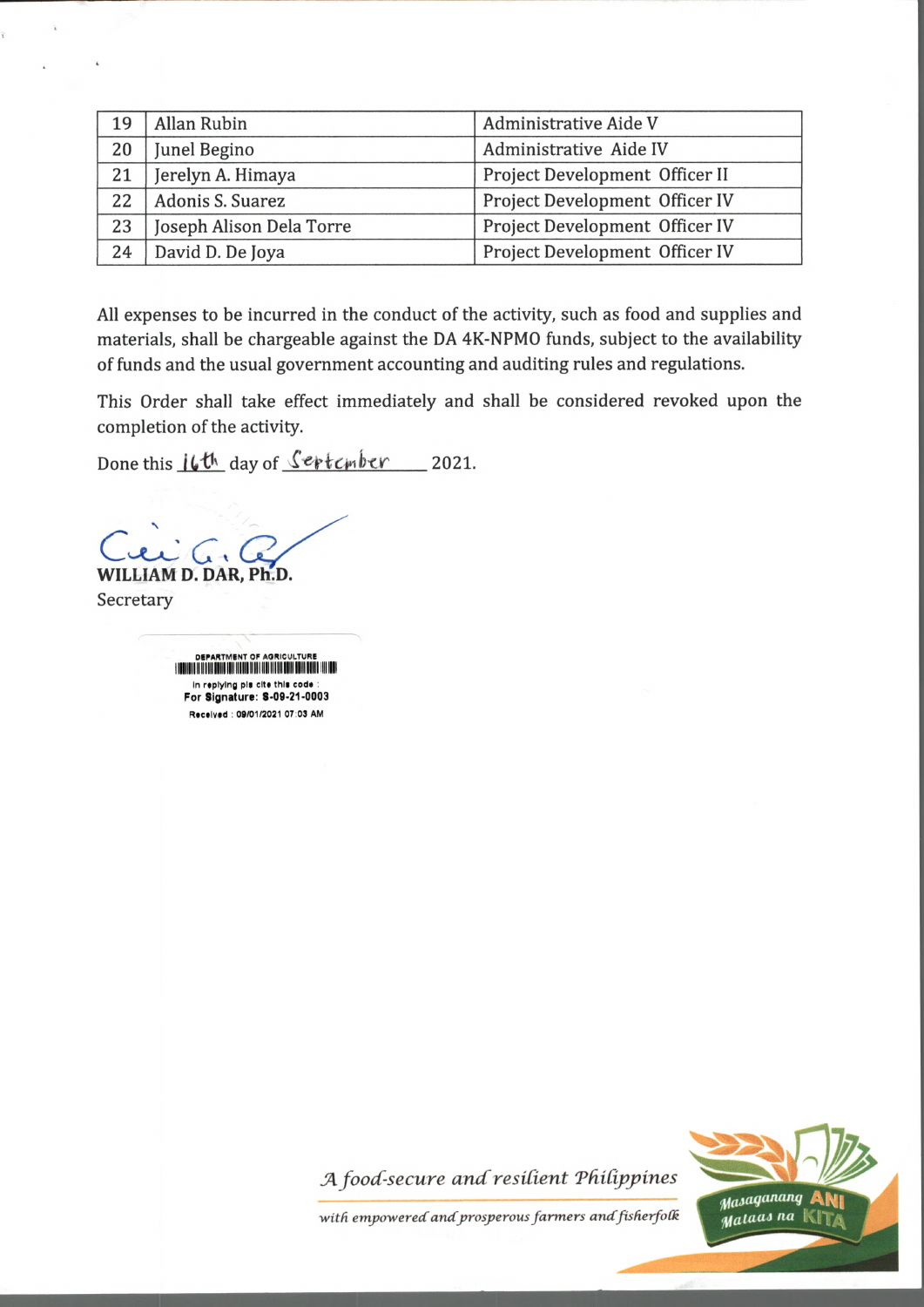| | | |
|---|---|---|
| 19 | Allan Rubin | Administrative Aide V |
| 20 | Junel Begino | Administrative Aide IV |
| 21 | Jerelyn A. Himaya | Project Development Officer II |
| 22 | Adonis S. Suarez | Project Development Officer IV |
| 23 | Joseph Alison Dela Torre | Project Development Officer IV |
| 24 | David D. De Joya | Project Development Officer IV |

All expenses to be incurred in the conduct of the activity, such as food and supplies and materials, shall be chargeable against the DA 4K-NPMO funds, subject to the availability of funds and the usual government accounting and auditing rules and regulations.

This Order shall take effect immediately and shall be considered revoked upon the completion of the activity.

Done this 16th day of September 2021.

**WILLIAM D. DAR, Ph.D.**
Secretary

DEPARTMENT OF AGRICULTURE
In replying pls cite this code :
**For Signature: S-09-21-0003**
Received : 09/01/2021 07:03 AM

*A food-secure and resilient Philippines*
*with empowered and prosperous farmers and fisherfolk*

Masaganang ANI Mataas na KITA